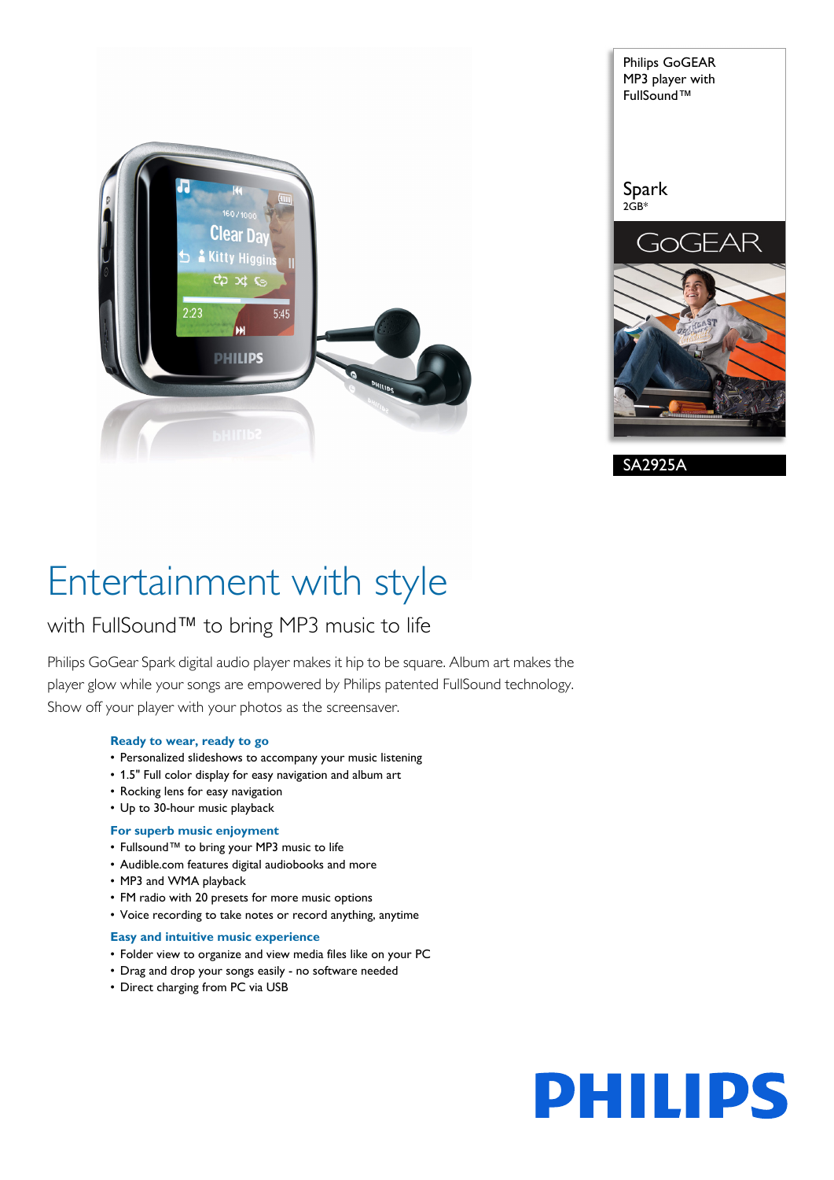Philips GoGEAR MP3 player with FullSound™

Spark
2GB*

GoGEAR

SA2925A

# Entertainment with style

## with FullSound™ to bring MP3 music to life

Philips GoGear Spark digital audio player makes it hip to be square. Album art makes the player glow while your songs are empowered by Philips patented FullSound technology. Show off your player with your photos as the screensaver.

**Ready to wear, ready to go**

- Personalized slideshows to accompany your music listening
- 1.5" Full color display for easy navigation and album art
- Rocking lens for easy navigation
- Up to 30-hour music playback

**For superb music enjoyment**

- Fullsound™ to bring your MP3 music to life
- Audible.com features digital audiobooks and more
- MP3 and WMA playback
- FM radio with 20 presets for more music options
- Voice recording to take notes or record anything, anytime

**Easy and intuitive music experience**

- Folder view to organize and view media files like on your PC
- Drag and drop your songs easily - no software needed
- Direct charging from PC via USB

PHILIPS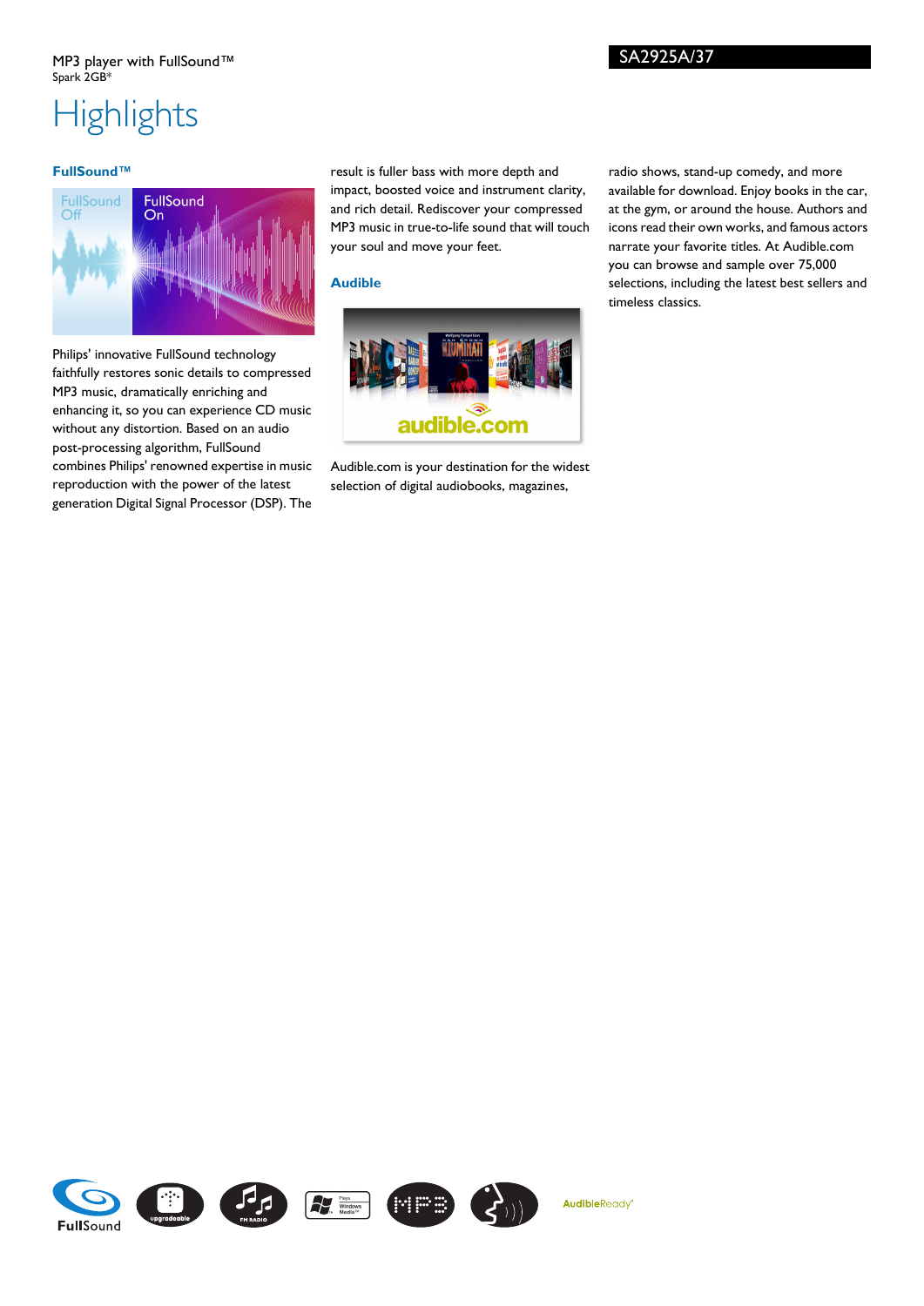MP3 player with FullSound™
Spark 2GB*

SA2925A/37

# Highlights

### FullSound™

Philips' innovative FullSound technology faithfully restores sonic details to compressed MP3 music, dramatically enriching and enhancing it, so you can experience CD music without any distortion. Based on an audio post-processing algorithm, FullSound combines Philips' renowned expertise in music reproduction with the power of the latest generation Digital Signal Processor (DSP). The result is fuller bass with more depth and impact, boosted voice and instrument clarity, and rich detail. Rediscover your compressed MP3 music in true-to-life sound that will touch your soul and move your feet.

### Audible

Audible.com is your destination for the widest selection of digital audiobooks, magazines, radio shows, stand-up comedy, and more available for download. Enjoy books in the car, at the gym, or around the house. Authors and icons read their own works, and famous actors narrate your favorite titles. At Audible.com you can browse and sample over 75,000 selections, including the latest best sellers and timeless classics.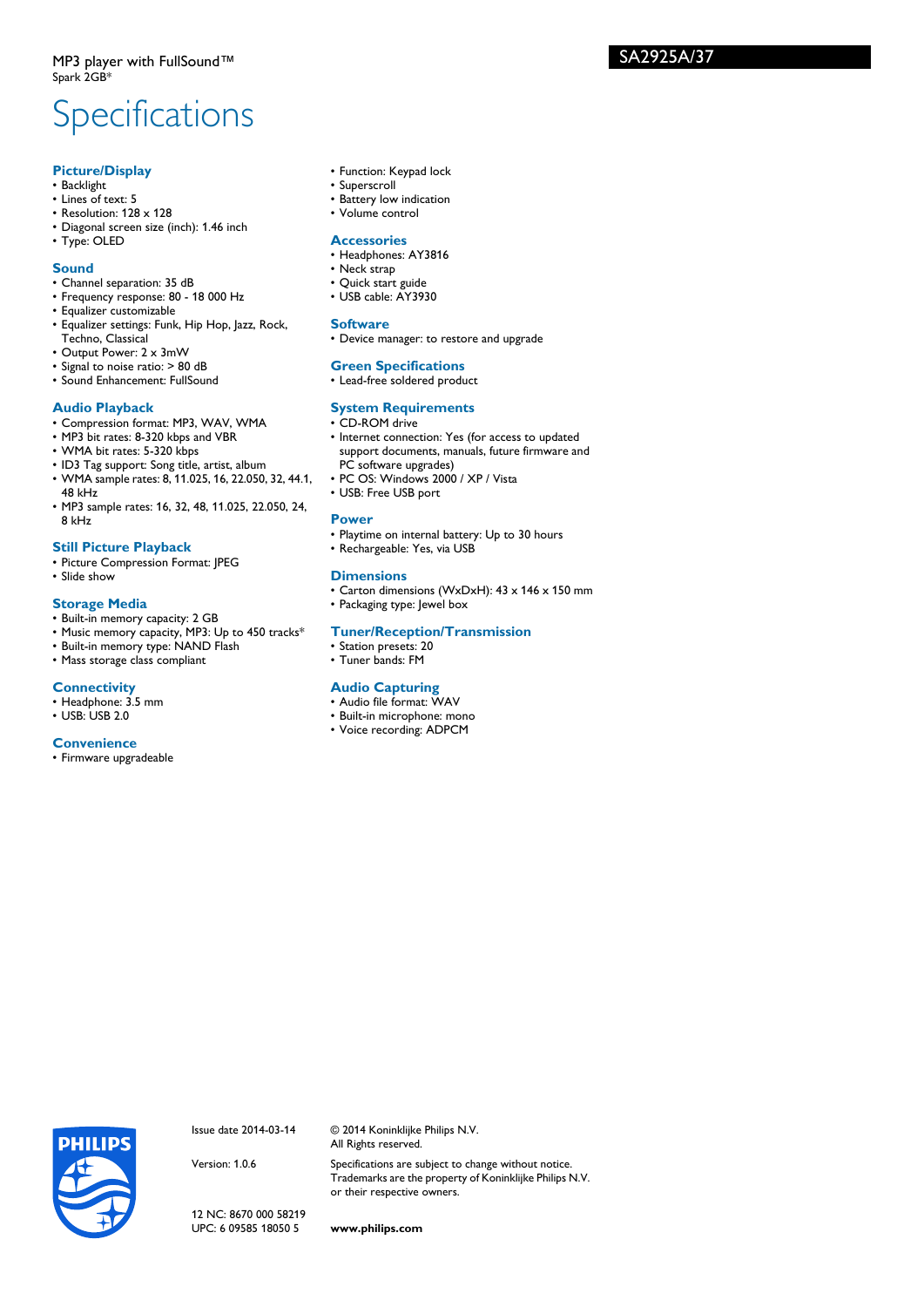MP3 player with FullSound™
Spark 2GB*

SA2925A/37

# Specifications

### Picture/Display

- Backlight
- Lines of text: 5
- Resolution: 128 x 128
- Diagonal screen size (inch): 1.46 inch
- Type: OLED

### Sound

- Channel separation: 35 dB
- Frequency response: 80 - 18 000 Hz
- Equalizer customizable
- Equalizer settings: Funk, Hip Hop, Jazz, Rock, Techno, Classical
- Output Power: 2 x 3mW
- Signal to noise ratio: > 80 dB
- Sound Enhancement: FullSound

### Audio Playback

- Compression format: MP3, WAV, WMA
- MP3 bit rates: 8-320 kbps and VBR
- WMA bit rates: 5-320 kbps
- ID3 Tag support: Song title, artist, album
- WMA sample rates: 8, 11.025, 16, 22.050, 32, 44.1, 48 kHz
- MP3 sample rates: 16, 32, 48, 11.025, 22.050, 24, 8 kHz

### Still Picture Playback

- Picture Compression Format: JPEG
- Slide show

### Storage Media

- Built-in memory capacity: 2 GB
- Music memory capacity, MP3: Up to 450 tracks*
- Built-in memory type: NAND Flash
- Mass storage class compliant

### Connectivity

- Headphone: 3.5 mm
- USB: USB 2.0

### Convenience

- Firmware upgradeable
- Function: Keypad lock
- Superscroll
- Battery low indication
- Volume control

### Accessories

- Headphones: AY3816
- Neck strap
- Quick start guide
- USB cable: AY3930

### Software

- Device manager: to restore and upgrade

### Green Specifications

- Lead-free soldered product

### System Requirements

- CD-ROM drive
- Internet connection: Yes (for access to updated support documents, manuals, future firmware and PC software upgrades)
- PC OS: Windows 2000 / XP / Vista
- USB: Free USB port

### Power

- Playtime on internal battery: Up to 30 hours
- Rechargeable: Yes, via USB

### Dimensions

- Carton dimensions (WxDxH): 43 x 146 x 150 mm
- Packaging type: Jewel box

### Tuner/Reception/Transmission

- Station presets: 20
- Tuner bands: FM

### Audio Capturing

- Audio file format: WAV
- Built-in microphone: mono
- Voice recording: ADPCM

Issue date 2014-03-14

Version: 1.0.6

12 NC: 8670 000 58219
UPC: 6 09585 18050 5

© 2014 Koninklijke Philips N.V.
All Rights reserved.

Specifications are subject to change without notice. Trademarks are the property of Koninklijke Philips N.V. or their respective owners.

**www.philips.com**